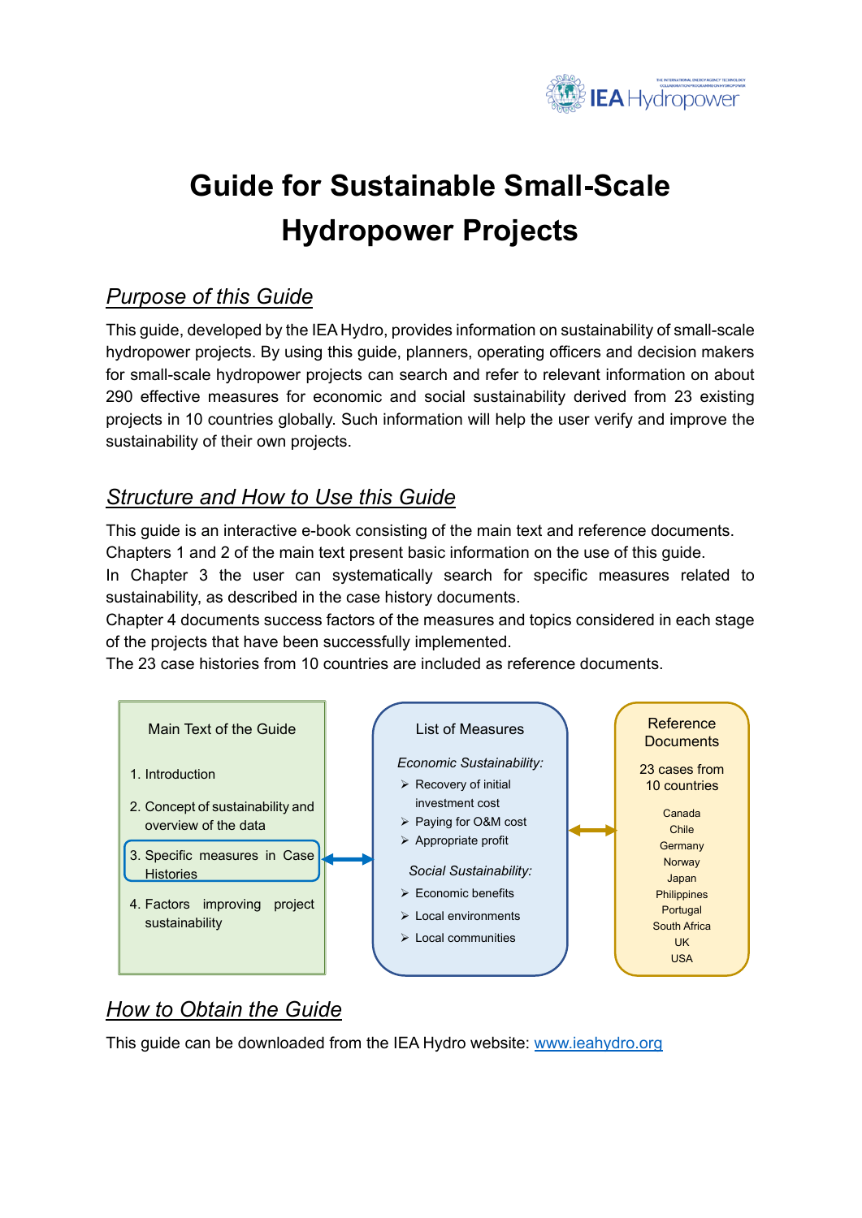# Guide for Sustainable Small-Scale Hydropower Projects

## *Purpose of this Guide*

This guide, developed by the IEA Hydro, provides information on sustainability of small-scale hydropower projects. By using this guide, planners, operating officers and decision makers for small-scale hydropower projects can search and refer to relevant information on about 290 effective measures for economic and social sustainability derived from 23 existing projects in 10 countries globally. Such information will help the user verify and improve the sustainability of their own projects.

## *Structure and How to Use this Guide*

This guide is an interactive e-book consisting of the main text and reference documents.
Chapters 1 and 2 of the main text present basic information on the use of this guide.
In Chapter 3 the user can systematically search for specific measures related to sustainability, as described in the case history documents.
Chapter 4 documents success factors of the measures and topics considered in each stage of the projects that have been successfully implemented.
The 23 case histories from 10 countries are included as reference documents.

**Main Text of the Guide**

1. Introduction
2. Concept of sustainability and overview of the data
3. Specific measures in Case Histories
4. Factors improving project sustainability

**List of Measures**

*Economic Sustainability:*

- Recovery of initial investment cost
- Paying for O&M cost
- Appropriate profit

*Social Sustainability:*

- Economic benefits
- Local environments
- Local communities

**Reference Documents**

23 cases from 10 countries

Canada
Chile
Germany
Norway
Japan
Philippines
Portugal
South Africa
UK
USA

## *How to Obtain the Guide*

This guide can be downloaded from the IEA Hydro website: [www.ieahydro.org](www.ieahydro.org)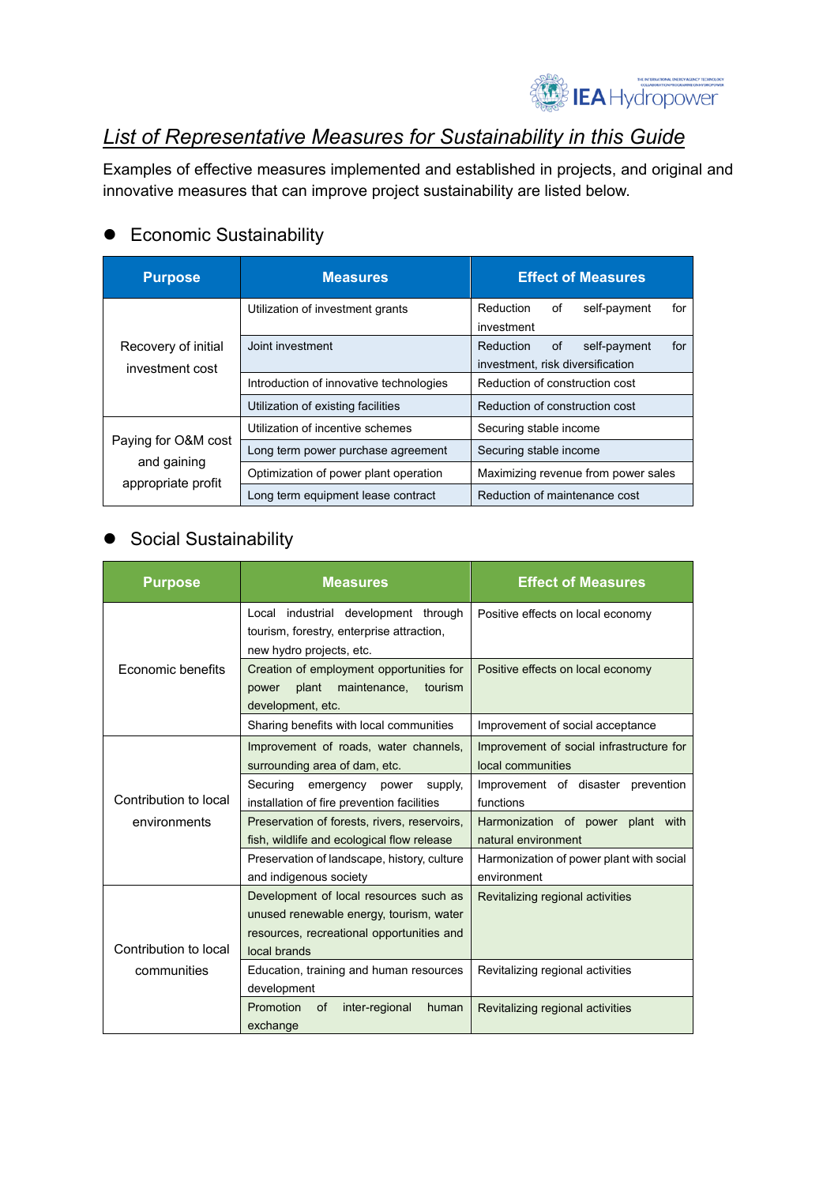# *List of Representative Measures for Sustainability in this Guide*

Examples of effective measures implemented and established in projects, and original and innovative measures that can improve project sustainability are listed below.

- Economic Sustainability

| Purpose | Measures | Effect of Measures |
|---|---|---|
| Recovery of initial investment cost | Utilization of investment grants | Reduction of self-payment for investment |
| | Joint investment | Reduction of self-payment for investment, risk diversification |
| | Introduction of innovative technologies | Reduction of construction cost |
| | Utilization of existing facilities | Reduction of construction cost |
| Paying for O&M cost and gaining appropriate profit | Utilization of incentive schemes | Securing stable income |
| | Long term power purchase agreement | Securing stable income |
| | Optimization of power plant operation | Maximizing revenue from power sales |
| | Long term equipment lease contract | Reduction of maintenance cost |

- Social Sustainability

| Purpose | Measures | Effect of Measures |
|---|---|---|
| Economic benefits | Local industrial development through tourism, forestry, enterprise attraction, new hydro projects, etc. | Positive effects on local economy |
| | Creation of employment opportunities for power plant maintenance, tourism development, etc. | Positive effects on local economy |
| | Sharing benefits with local communities | Improvement of social acceptance |
| Contribution to local environments | Improvement of roads, water channels, surrounding area of dam, etc. | Improvement of social infrastructure for local communities |
| | Securing emergency power supply, installation of fire prevention facilities | Improvement of disaster prevention functions |
| | Preservation of forests, rivers, reservoirs, fish, wildlife and ecological flow release | Harmonization of power plant with natural environment |
| | Preservation of landscape, history, culture and indigenous society | Harmonization of power plant with social environment |
| Contribution to local communities | Development of local resources such as unused renewable energy, tourism, water resources, recreational opportunities and local brands | Revitalizing regional activities |
| | Education, training and human resources development | Revitalizing regional activities |
| | Promotion of inter-regional human exchange | Revitalizing regional activities |